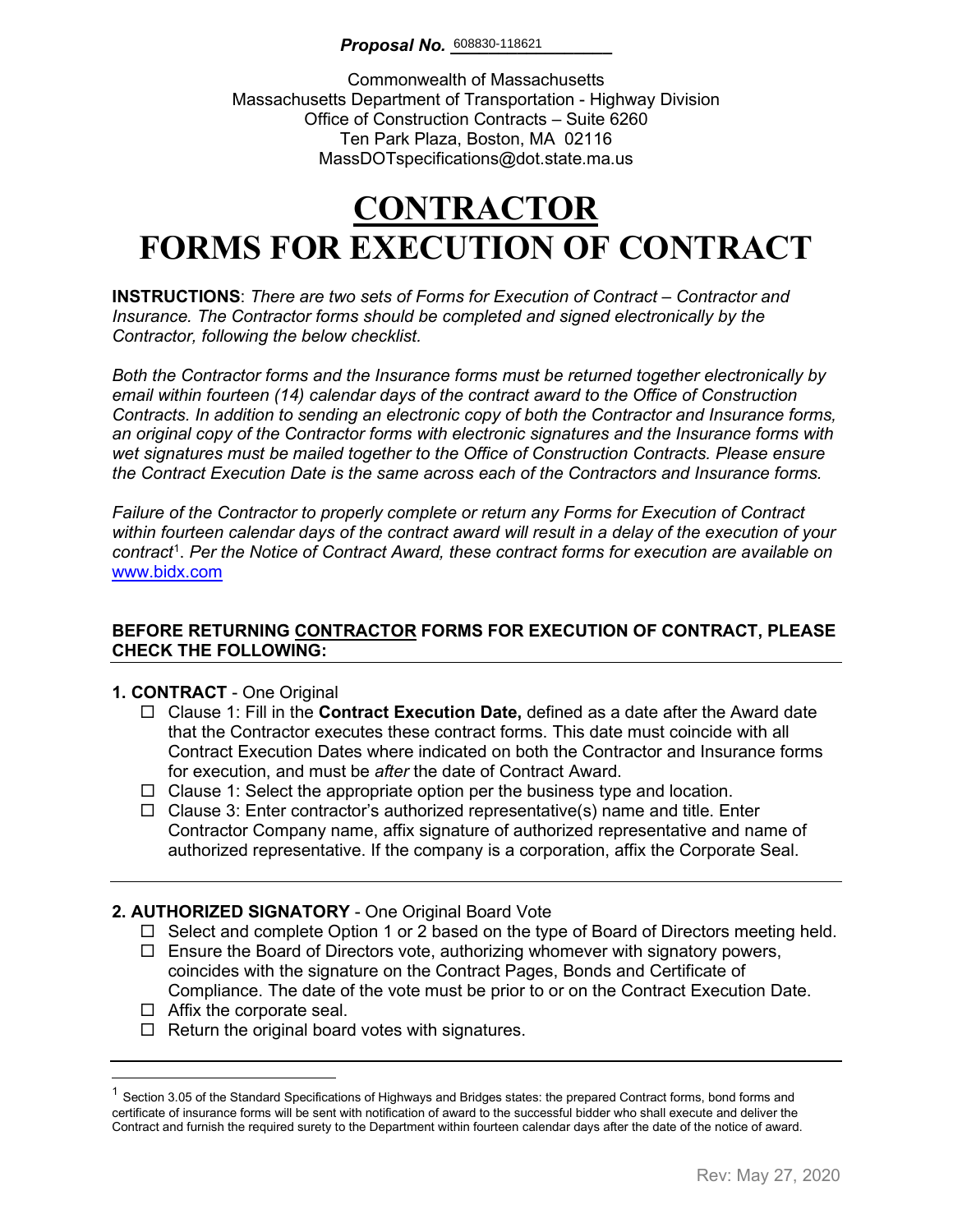***Proposal No.*** 608830-118621

Commonwealth of Massachusetts
Massachusetts Department of Transportation - Highway Division
Office of Construction Contracts – Suite 6260
Ten Park Plaza, Boston, MA 02116
MassDOTspecifications@dot.state.ma.us

# CONTRACTOR
# FORMS FOR EXECUTION OF CONTRACT

**INSTRUCTIONS**: *There are two sets of Forms for Execution of Contract – Contractor and Insurance. The Contractor forms should be completed and signed electronically by the Contractor, following the below checklist.*

*Both the Contractor forms and the Insurance forms must be returned together electronically by email within fourteen (14) calendar days of the contract award to the Office of Construction Contracts. In addition to sending an electronic copy of both the Contractor and Insurance forms, an original copy of the Contractor forms with electronic signatures and the Insurance forms with wet signatures must be mailed together to the Office of Construction Contracts. Please ensure the Contract Execution Date is the same across each of the Contractors and Insurance forms.*

*Failure of the Contractor to properly complete or return any Forms for Execution of Contract within fourteen calendar days of the contract award will result in a delay of the execution of your contract*[1]. *Per the Notice of Contract Award, these contract forms for execution are available on* www.bidx.com

**BEFORE RETURNING CONTRACTOR FORMS FOR EXECUTION OF CONTRACT, PLEASE CHECK THE FOLLOWING:**

**1. CONTRACT** - One Original

- ☐ Clause 1: Fill in the **Contract Execution Date,** defined as a date after the Award date that the Contractor executes these contract forms. This date must coincide with all Contract Execution Dates where indicated on both the Contractor and Insurance forms for execution, and must be *after* the date of Contract Award.
- ☐ Clause 1: Select the appropriate option per the business type and location.
- ☐ Clause 3: Enter contractor's authorized representative(s) name and title. Enter Contractor Company name, affix signature of authorized representative and name of authorized representative. If the company is a corporation, affix the Corporate Seal.

**2. AUTHORIZED SIGNATORY** - One Original Board Vote

- ☐ Select and complete Option 1 or 2 based on the type of Board of Directors meeting held.
- ☐ Ensure the Board of Directors vote, authorizing whomever with signatory powers, coincides with the signature on the Contract Pages, Bonds and Certificate of Compliance. The date of the vote must be prior to or on the Contract Execution Date.
- ☐ Affix the corporate seal.
- ☐ Return the original board votes with signatures.

---

[1] Section 3.05 of the Standard Specifications of Highways and Bridges states: the prepared Contract forms, bond forms and certificate of insurance forms will be sent with notification of award to the successful bidder who shall execute and deliver the Contract and furnish the required surety to the Department within fourteen calendar days after the date of the notice of award.

Rev: May 27, 2020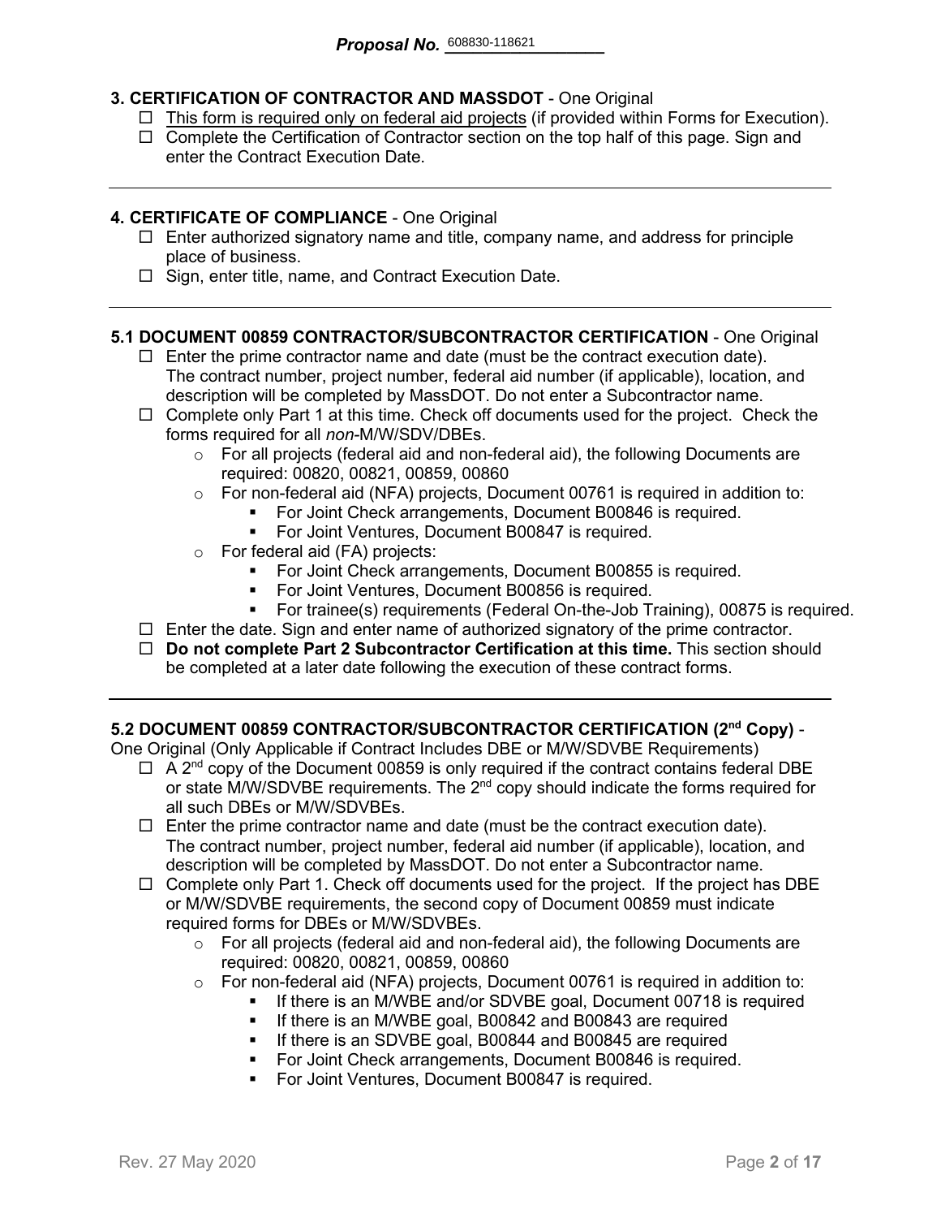**Proposal No.** 608830-118621

**3. CERTIFICATION OF CONTRACTOR AND MASSDOT** - One Original

- ☐ This form is required only on federal aid projects (if provided within Forms for Execution).
- ☐ Complete the Certification of Contractor section on the top half of this page. Sign and enter the Contract Execution Date.

---

**4. CERTIFICATE OF COMPLIANCE** - One Original

- ☐ Enter authorized signatory name and title, company name, and address for principle place of business.
- ☐ Sign, enter title, name, and Contract Execution Date.

---

**5.1 DOCUMENT 00859 CONTRACTOR/SUBCONTRACTOR CERTIFICATION** - One Original

- ☐ Enter the prime contractor name and date (must be the contract execution date). The contract number, project number, federal aid number (if applicable), location, and description will be completed by MassDOT. Do not enter a Subcontractor name.
- ☐ Complete only Part 1 at this time. Check off documents used for the project. Check the forms required for all *non*-M/W/SDV/DBEs.
  - For all projects (federal aid and non-federal aid), the following Documents are required: 00820, 00821, 00859, 00860
  - For non-federal aid (NFA) projects, Document 00761 is required in addition to:
    - For Joint Check arrangements, Document B00846 is required.
    - For Joint Ventures, Document B00847 is required.
  - For federal aid (FA) projects:
    - For Joint Check arrangements, Document B00855 is required.
    - For Joint Ventures, Document B00856 is required.
    - For trainee(s) requirements (Federal On-the-Job Training), 00875 is required.
- ☐ Enter the date. Sign and enter name of authorized signatory of the prime contractor.
- ☐ **Do not complete Part 2 Subcontractor Certification at this time.** This section should be completed at a later date following the execution of these contract forms.

---

**5.2 DOCUMENT 00859 CONTRACTOR/SUBCONTRACTOR CERTIFICATION (2nd Copy)** - One Original (Only Applicable if Contract Includes DBE or M/W/SDVBE Requirements)

- ☐ A 2nd copy of the Document 00859 is only required if the contract contains federal DBE or state M/W/SDVBE requirements. The 2nd copy should indicate the forms required for all such DBEs or M/W/SDVBEs.
- ☐ Enter the prime contractor name and date (must be the contract execution date). The contract number, project number, federal aid number (if applicable), location, and description will be completed by MassDOT. Do not enter a Subcontractor name.
- ☐ Complete only Part 1. Check off documents used for the project. If the project has DBE or M/W/SDVBE requirements, the second copy of Document 00859 must indicate required forms for DBEs or M/W/SDVBEs.
  - For all projects (federal aid and non-federal aid), the following Documents are required: 00820, 00821, 00859, 00860
  - For non-federal aid (NFA) projects, Document 00761 is required in addition to:
    - If there is an M/WBE and/or SDVBE goal, Document 00718 is required
    - If there is an M/WBE goal, B00842 and B00843 are required
    - If there is an SDVBE goal, B00844 and B00845 are required
    - For Joint Check arrangements, Document B00846 is required.
    - For Joint Ventures, Document B00847 is required.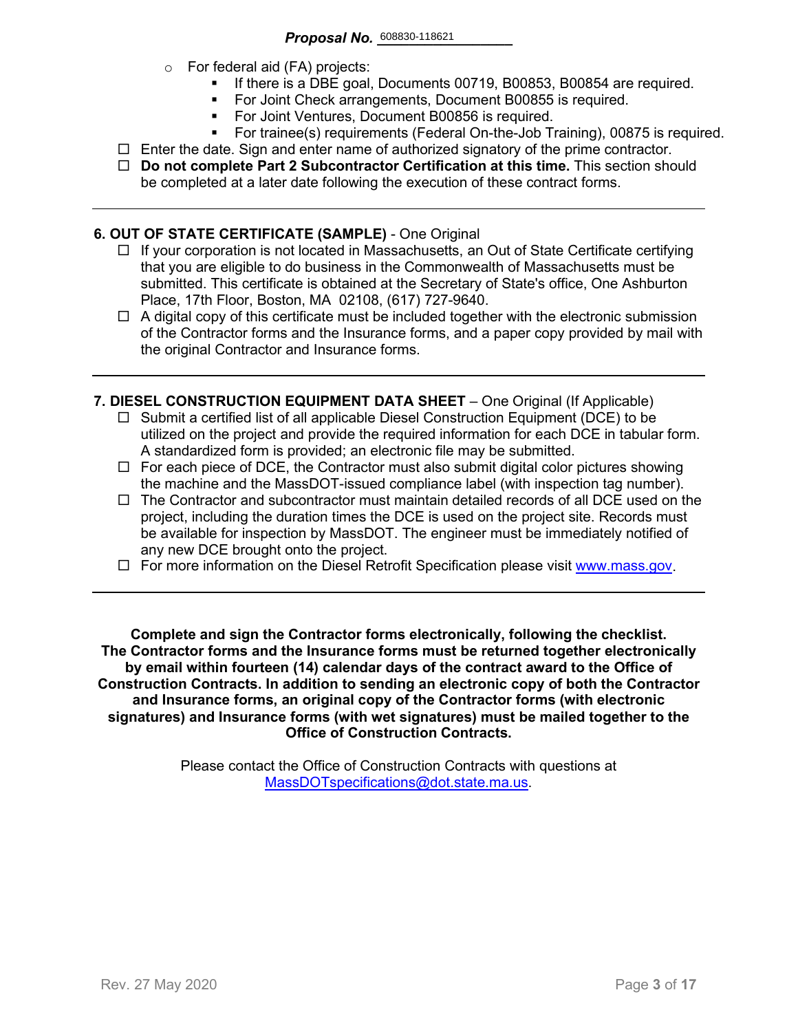- For federal aid (FA) projects:
  - If there is a DBE goal, Documents 00719, B00853, B00854 are required.
  - For Joint Check arrangements, Document B00855 is required.
  - For Joint Ventures, Document B00856 is required.
  - For trainee(s) requirements (Federal On-the-Job Training), 00875 is required.

- ☐ Enter the date. Sign and enter name of authorized signatory of the prime contractor.
- ☐ **Do not complete Part 2 Subcontractor Certification at this time.** This section should be completed at a later date following the execution of these contract forms.

---

**6. OUT OF STATE CERTIFICATE (SAMPLE)** - One Original

- ☐ If your corporation is not located in Massachusetts, an Out of State Certificate certifying that you are eligible to do business in the Commonwealth of Massachusetts must be submitted. This certificate is obtained at the Secretary of State's office, One Ashburton Place, 17th Floor, Boston, MA 02108, (617) 727-9640.
- ☐ A digital copy of this certificate must be included together with the electronic submission of the Contractor forms and the Insurance forms, and a paper copy provided by mail with the original Contractor and Insurance forms.

---

**7. DIESEL CONSTRUCTION EQUIPMENT DATA SHEET** – One Original (If Applicable)

- ☐ Submit a certified list of all applicable Diesel Construction Equipment (DCE) to be utilized on the project and provide the required information for each DCE in tabular form. A standardized form is provided; an electronic file may be submitted.
- ☐ For each piece of DCE, the Contractor must also submit digital color pictures showing the machine and the MassDOT-issued compliance label (with inspection tag number).
- ☐ The Contractor and subcontractor must maintain detailed records of all DCE used on the project, including the duration times the DCE is used on the project site. Records must be available for inspection by MassDOT. The engineer must be immediately notified of any new DCE brought onto the project.
- ☐ For more information on the Diesel Retrofit Specification please visit [www.mass.gov](http://www.mass.gov).

---

**Complete and sign the Contractor forms electronically, following the checklist. The Contractor forms and the Insurance forms must be returned together electronically by email within fourteen (14) calendar days of the contract award to the Office of Construction Contracts. In addition to sending an electronic copy of both the Contractor and Insurance forms, an original copy of the Contractor forms (with electronic signatures) and Insurance forms (with wet signatures) must be mailed together to the Office of Construction Contracts.**

Please contact the Office of Construction Contracts with questions at [MassDOTspecifications@dot.state.ma.us](mailto:MassDOTspecifications@dot.state.ma.us).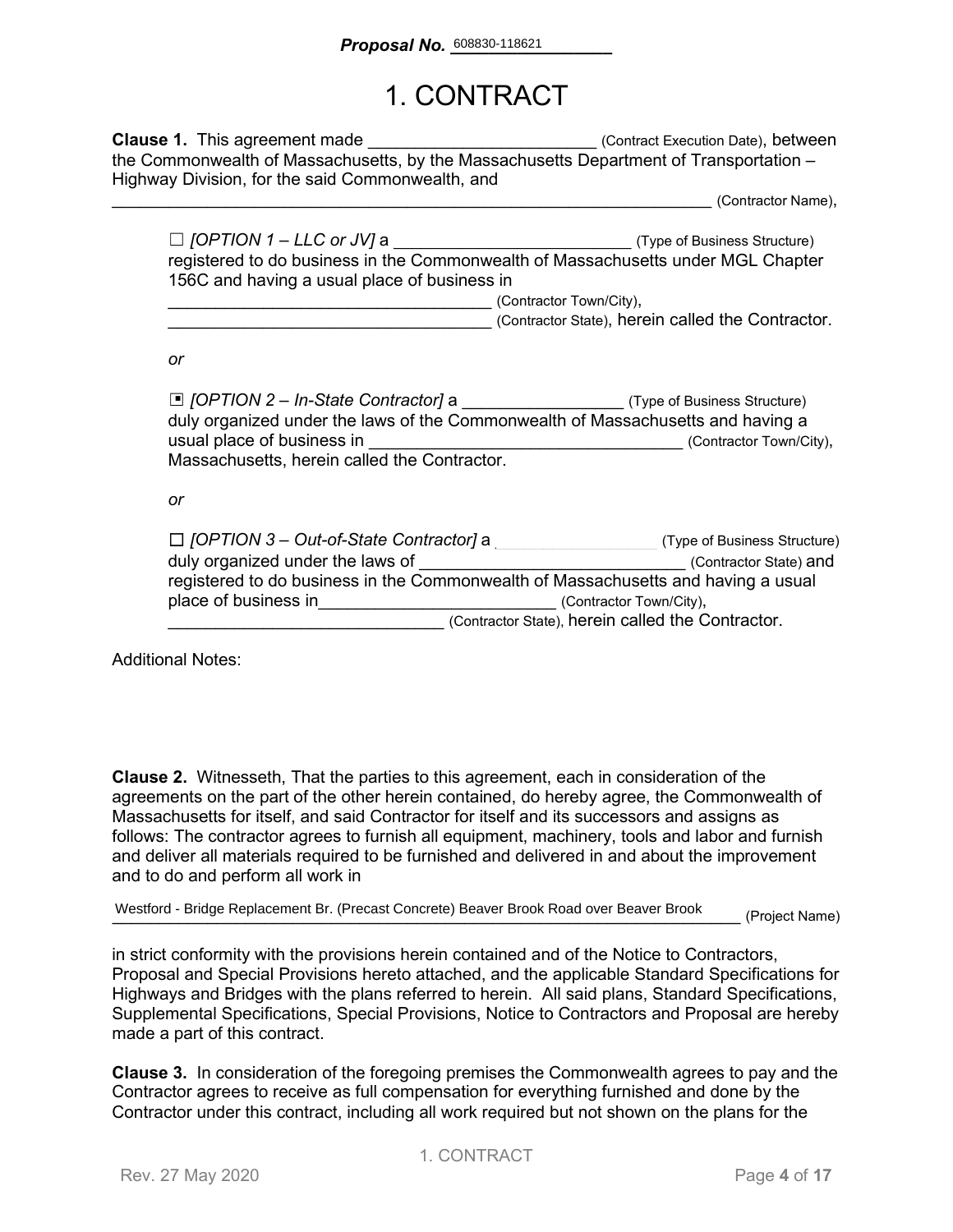**Proposal No.** 608830-118621

# 1. CONTRACT

**Clause 1.** This agreement made ________________________ (Contract Execution Date), between the Commonwealth of Massachusetts, by the Massachusetts Department of Transportation – Highway Division, for the said Commonwealth, and
_________________________________________________________________ (Contractor Name),

☐ *[OPTION 1 – LLC or JV]* a __________________________ (Type of Business Structure) registered to do business in the Commonwealth of Massachusetts under MGL Chapter 156C and having a usual place of business in
___________________________________ (Contractor Town/City),
___________________________________ (Contractor State), herein called the Contractor.

*or*

▣ *[OPTION 2 – In-State Contractor]* a _________________ (Type of Business Structure) duly organized under the laws of the Commonwealth of Massachusetts and having a usual place of business in _________________________________ (Contractor Town/City), Massachusetts, herein called the Contractor.

*or*

☐ *[OPTION 3 – Out-of-State Contractor]* a ____________________ (Type of Business Structure) duly organized under the laws of _____________________________ (Contractor State) and registered to do business in the Commonwealth of Massachusetts and having a usual place of business in_________________________ (Contractor Town/City),
______________________________ (Contractor State), herein called the Contractor.

Additional Notes:

**Clause 2.** Witnesseth, That the parties to this agreement, each in consideration of the agreements on the part of the other herein contained, do hereby agree, the Commonwealth of Massachusetts for itself, and said Contractor for itself and its successors and assigns as follows: The contractor agrees to furnish all equipment, machinery, tools and labor and furnish and deliver all materials required to be furnished and delivered in and about the improvement and to do and perform all work in

Westford - Bridge Replacement Br. (Precast Concrete) Beaver Brook Road over Beaver Brook (Project Name)

in strict conformity with the provisions herein contained and of the Notice to Contractors, Proposal and Special Provisions hereto attached, and the applicable Standard Specifications for Highways and Bridges with the plans referred to herein. All said plans, Standard Specifications, Supplemental Specifications, Special Provisions, Notice to Contractors and Proposal are hereby made a part of this contract.

**Clause 3.** In consideration of the foregoing premises the Commonwealth agrees to pay and the Contractor agrees to receive as full compensation for everything furnished and done by the Contractor under this contract, including all work required but not shown on the plans for the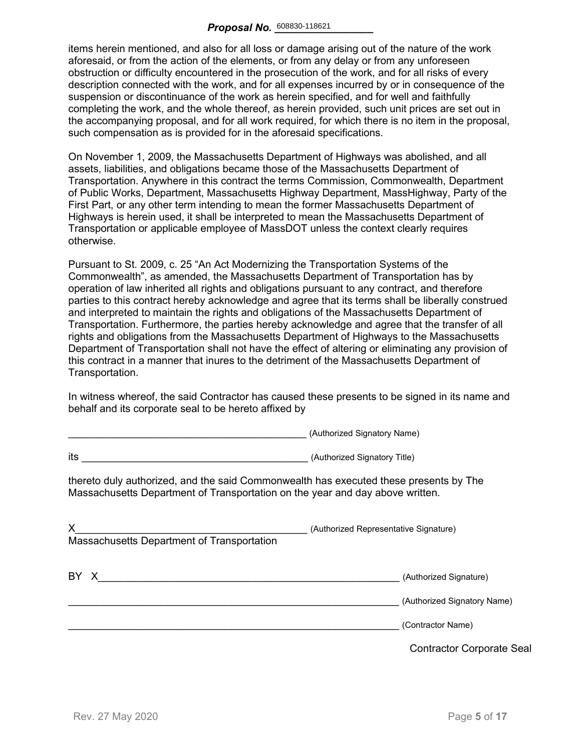items herein mentioned, and also for all loss or damage arising out of the nature of the work aforesaid, or from the action of the elements, or from any delay or from any unforeseen obstruction or difficulty encountered in the prosecution of the work, and for all risks of every description connected with the work, and for all expenses incurred by or in consequence of the suspension or discontinuance of the work as herein specified, and for well and faithfully completing the work, and the whole thereof, as herein provided, such unit prices are set out in the accompanying proposal, and for all work required, for which there is no item in the proposal, such compensation as is provided for in the aforesaid specifications.

On November 1, 2009, the Massachusetts Department of Highways was abolished, and all assets, liabilities, and obligations became those of the Massachusetts Department of Transportation. Anywhere in this contract the terms Commission, Commonwealth, Department of Public Works, Department, Massachusetts Highway Department, MassHighway, Party of the First Part, or any other term intending to mean the former Massachusetts Department of Highways is herein used, it shall be interpreted to mean the Massachusetts Department of Transportation or applicable employee of MassDOT unless the context clearly requires otherwise.

Pursuant to St. 2009, c. 25 “An Act Modernizing the Transportation Systems of the Commonwealth”, as amended, the Massachusetts Department of Transportation has by operation of law inherited all rights and obligations pursuant to any contract, and therefore parties to this contract hereby acknowledge and agree that its terms shall be liberally construed and interpreted to maintain the rights and obligations of the Massachusetts Department of Transportation. Furthermore, the parties hereby acknowledge and agree that the transfer of all rights and obligations from the Massachusetts Department of Highways to the Massachusetts Department of Transportation shall not have the effect of altering or eliminating any provision of this contract in a manner that inures to the detriment of the Massachusetts Department of Transportation.

In witness whereof, the said Contractor has caused these presents to be signed in its name and behalf and its corporate seal to be hereto affixed by

\_\_\_\_\_\_\_\_\_\_\_\_\_\_\_\_\_\_\_\_\_\_\_\_\_\_\_\_\_\_\_\_\_\_\_\_\_\_\_\_\_\_ (Authorized Signatory Name)

its \_\_\_\_\_\_\_\_\_\_\_\_\_\_\_\_\_\_\_\_\_\_\_\_\_\_\_\_\_\_\_\_\_\_\_\_\_\_\_\_ (Authorized Signatory Title)

thereto duly authorized, and the said Commonwealth has executed these presents by The Massachusetts Department of Transportation on the year and day above written.

X\_\_\_\_\_\_\_\_\_\_\_\_\_\_\_\_\_\_\_\_\_\_\_\_\_\_\_\_\_\_\_\_\_\_\_\_\_\_\_\_\_ (Authorized Representative Signature)
Massachusetts Department of Transportation

BY X\_\_\_\_\_\_\_\_\_\_\_\_\_\_\_\_\_\_\_\_\_\_\_\_\_\_\_\_\_\_\_\_\_\_\_\_\_\_\_\_\_\_\_\_\_\_\_\_\_\_\_\_\_\_ (Authorized Signature)

\_\_\_\_\_\_\_\_\_\_\_\_\_\_\_\_\_\_\_\_\_\_\_\_\_\_\_\_\_\_\_\_\_\_\_\_\_\_\_\_\_\_\_\_\_\_\_\_\_\_\_\_\_\_\_\_\_\_ (Authorized Signatory Name)

\_\_\_\_\_\_\_\_\_\_\_\_\_\_\_\_\_\_\_\_\_\_\_\_\_\_\_\_\_\_\_\_\_\_\_\_\_\_\_\_\_\_\_\_\_\_\_\_\_\_\_\_\_\_\_\_\_\_ (Contractor Name)

Contractor Corporate Seal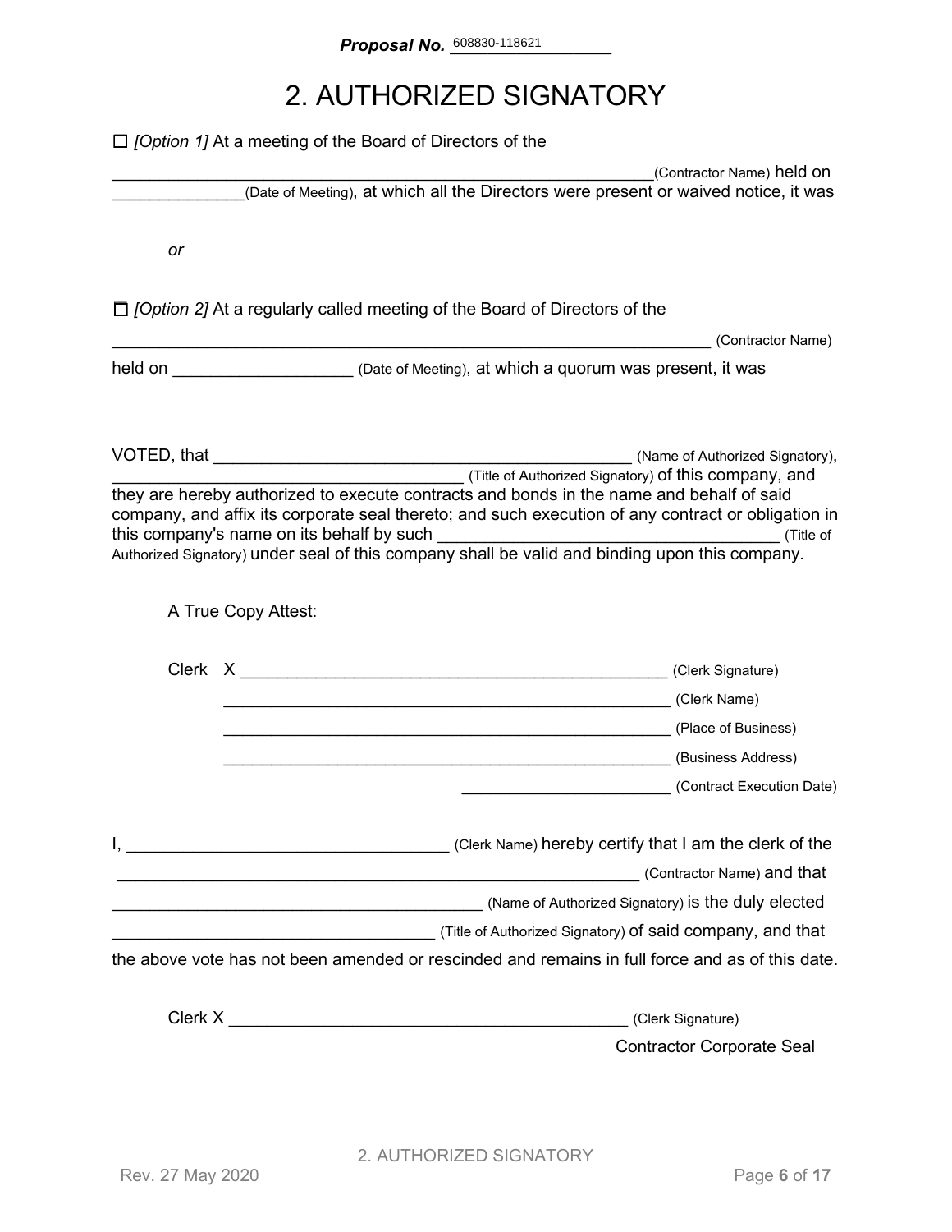**Proposal No.** 608830-118621

# 2. AUTHORIZED SIGNATORY

☐ *[Option 1]* At a meeting of the Board of Directors of the

____________________________________________________________(Contractor Name) held on _____________(Date of Meeting), at which all the Directors were present or waived notice, it was

*or*

☐ *[Option 2]* At a regularly called meeting of the Board of Directors of the

_____________________________________________________________ (Contractor Name)

held on ___________________ (Date of Meeting), at which a quorum was present, it was

VOTED, that _____________________________________________ (Name of Authorized Signatory), ______________________________________ (Title of Authorized Signatory) of this company, and they are hereby authorized to execute contracts and bonds in the name and behalf of said company, and affix its corporate seal thereto; and such execution of any contract or obligation in this company's name on its behalf by such _____________________________________ (Title of Authorized Signatory) under seal of this company shall be valid and binding upon this company.

A True Copy Attest:

Clerk X _______________________________________________ (Clerk Signature)

_________________________________________________ (Clerk Name)

_________________________________________________ (Place of Business)

_________________________________________________ (Business Address)

_______________________ (Contract Execution Date)

I, __________________________________ (Clerk Name) hereby certify that I am the clerk of the _________________________________________________________ (Contractor Name) and that ________________________________________ (Name of Authorized Signatory) is the duly elected __________________________________ (Title of Authorized Signatory) of said company, and that the above vote has not been amended or rescinded and remains in full force and as of this date.

Clerk X ____________________________________________ (Clerk Signature)

Contractor Corporate Seal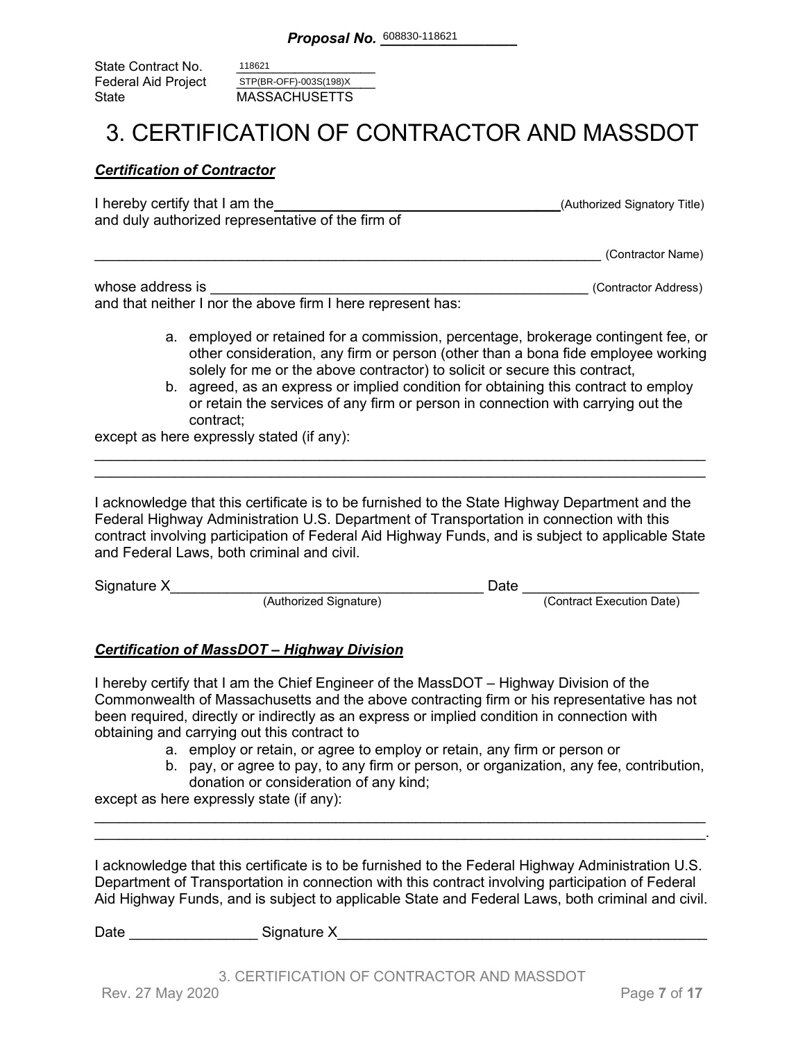**Proposal No.** 608830-118621

State Contract No. 118621
Federal Aid Project STP(BR-OFF)-003S(198)X
State MASSACHUSETTS

# 3. CERTIFICATION OF CONTRACTOR AND MASSDOT

***Certification of Contractor***

I hereby certify that I am the\_\_\_\_\_\_\_\_\_\_\_\_\_\_\_\_\_\_\_\_\_\_\_\_\_\_\_\_\_\_\_\_\_\_\_\_\_\_(Authorized Signatory Title) and duly authorized representative of the firm of

\_\_\_\_\_\_\_\_\_\_\_\_\_\_\_\_\_\_\_\_\_\_\_\_\_\_\_\_\_\_\_\_\_\_\_\_\_\_\_\_\_\_\_\_\_\_\_\_\_\_\_\_\_\_\_\_\_\_\_\_\_\_\_\_ (Contractor Name)

whose address is \_\_\_\_\_\_\_\_\_\_\_\_\_\_\_\_\_\_\_\_\_\_\_\_\_\_\_\_\_\_\_\_\_\_\_\_\_\_\_\_\_\_\_\_\_\_\_\_ (Contractor Address)
and that neither I nor the above firm I here represent has:

a. employed or retained for a commission, percentage, brokerage contingent fee, or other consideration, any firm or person (other than a bona fide employee working solely for me or the above contractor) to solicit or secure this contract,
b. agreed, as an express or implied condition for obtaining this contract to employ or retain the services of any firm or person in connection with carrying out the contract;

except as here expressly stated (if any):

\_\_\_\_\_\_\_\_\_\_\_\_\_\_\_\_\_\_\_\_\_\_\_\_\_\_\_\_\_\_\_\_\_\_\_\_\_\_\_\_\_\_\_\_\_\_\_\_\_\_\_\_\_\_\_\_\_\_\_\_\_\_\_\_\_\_\_\_\_\_\_\_\_\_\_\_
\_\_\_\_\_\_\_\_\_\_\_\_\_\_\_\_\_\_\_\_\_\_\_\_\_\_\_\_\_\_\_\_\_\_\_\_\_\_\_\_\_\_\_\_\_\_\_\_\_\_\_\_\_\_\_\_\_\_\_\_\_\_\_\_\_\_\_\_\_\_\_\_\_\_\_\_

I acknowledge that this certificate is to be furnished to the State Highway Department and the Federal Highway Administration U.S. Department of Transportation in connection with this contract involving participation of Federal Aid Highway Funds, and is subject to applicable State and Federal Laws, both criminal and civil.

Signature X\_\_\_\_\_\_\_\_\_\_\_\_\_\_\_\_\_\_\_\_\_\_\_\_\_\_\_\_\_\_\_\_\_\_\_\_\_\_\_\_ Date \_\_\_\_\_\_\_\_\_\_\_\_\_\_\_\_\_\_\_\_\_\_\_
(Authorized Signature) (Contract Execution Date)

***Certification of MassDOT – Highway Division***

I hereby certify that I am the Chief Engineer of the MassDOT – Highway Division of the Commonwealth of Massachusetts and the above contracting firm or his representative has not been required, directly or indirectly as an express or implied condition in connection with obtaining and carrying out this contract to

a. employ or retain, or agree to employ or retain, any firm or person or
b. pay, or agree to pay, to any firm or person, or organization, any fee, contribution, donation or consideration of any kind;

except as here expressly state (if any):

\_\_\_\_\_\_\_\_\_\_\_\_\_\_\_\_\_\_\_\_\_\_\_\_\_\_\_\_\_\_\_\_\_\_\_\_\_\_\_\_\_\_\_\_\_\_\_\_\_\_\_\_\_\_\_\_\_\_\_\_\_\_\_\_\_\_\_\_\_\_\_\_\_\_\_\_
\_\_\_\_\_\_\_\_\_\_\_\_\_\_\_\_\_\_\_\_\_\_\_\_\_\_\_\_\_\_\_\_\_\_\_\_\_\_\_\_\_\_\_\_\_\_\_\_\_\_\_\_\_\_\_\_\_\_\_\_\_\_\_\_\_\_\_\_\_\_\_\_\_\_\_\_.

I acknowledge that this certificate is to be furnished to the Federal Highway Administration U.S. Department of Transportation in connection with this contract involving participation of Federal Aid Highway Funds, and is subject to applicable State and Federal Laws, both criminal and civil.

Date \_\_\_\_\_\_\_\_\_\_\_\_\_\_\_\_ Signature X\_\_\_\_\_\_\_\_\_\_\_\_\_\_\_\_\_\_\_\_\_\_\_\_\_\_\_\_\_\_\_\_\_\_\_\_\_\_\_\_\_\_\_\_\_\_\_\_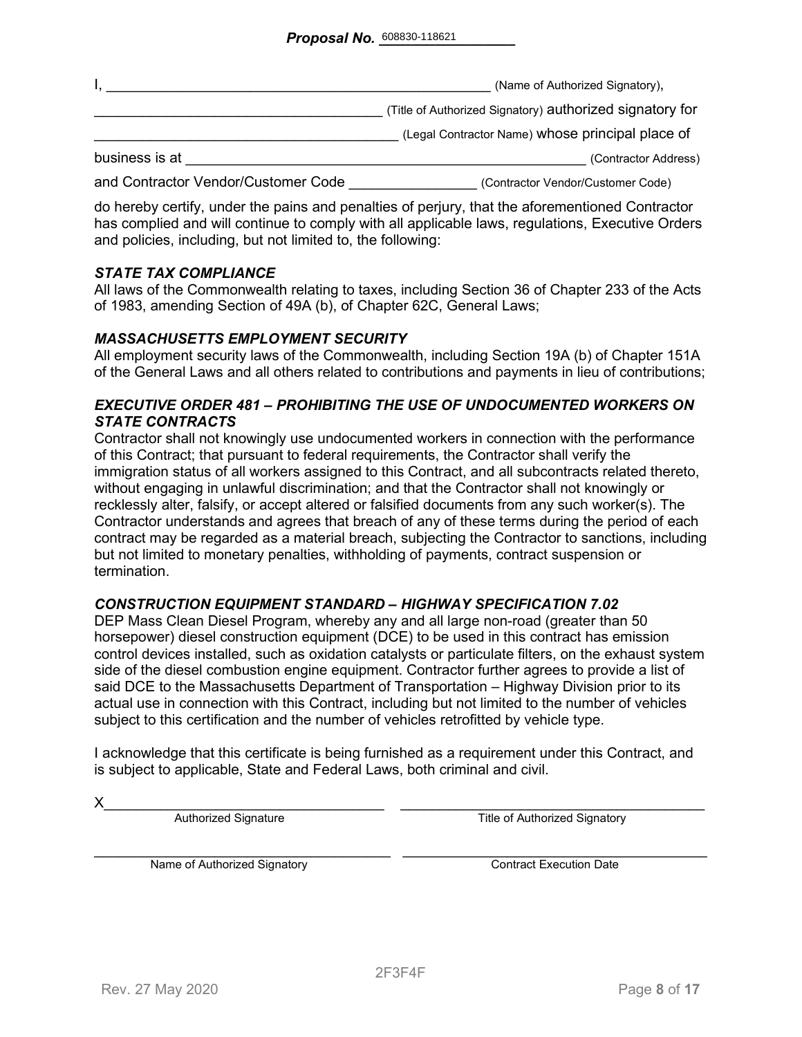**Proposal No.** 608830-118621

I, ______________________________________________ (Name of Authorized Signatory),

_________________________________ (Title of Authorized Signatory) authorized signatory for

___________________________________ (Legal Contractor Name) whose principal place of

business is at ________________________________________________ (Contractor Address)

and Contractor Vendor/Customer Code _______________ (Contractor Vendor/Customer Code)

do hereby certify, under the pains and penalties of perjury, that the aforementioned Contractor has complied and will continue to comply with all applicable laws, regulations, Executive Orders and policies, including, but not limited to, the following:

***STATE TAX COMPLIANCE***

All laws of the Commonwealth relating to taxes, including Section 36 of Chapter 233 of the Acts of 1983, amending Section of 49A (b), of Chapter 62C, General Laws;

***MASSACHUSETTS EMPLOYMENT SECURITY***

All employment security laws of the Commonwealth, including Section 19A (b) of Chapter 151A of the General Laws and all others related to contributions and payments in lieu of contributions;

***EXECUTIVE ORDER 481 – PROHIBITING THE USE OF UNDOCUMENTED WORKERS ON STATE CONTRACTS***

Contractor shall not knowingly use undocumented workers in connection with the performance of this Contract; that pursuant to federal requirements, the Contractor shall verify the immigration status of all workers assigned to this Contract, and all subcontracts related thereto, without engaging in unlawful discrimination; and that the Contractor shall not knowingly or recklessly alter, falsify, or accept altered or falsified documents from any such worker(s). The Contractor understands and agrees that breach of any of these terms during the period of each contract may be regarded as a material breach, subjecting the Contractor to sanctions, including but not limited to monetary penalties, withholding of payments, contract suspension or termination.

***CONSTRUCTION EQUIPMENT STANDARD – HIGHWAY SPECIFICATION 7.02***

DEP Mass Clean Diesel Program, whereby any and all large non-road (greater than 50 horsepower) diesel construction equipment (DCE) to be used in this contract has emission control devices installed, such as oxidation catalysts or particulate filters, on the exhaust system side of the diesel combustion engine equipment. Contractor further agrees to provide a list of said DCE to the Massachusetts Department of Transportation – Highway Division prior to its actual use in connection with this Contract, including but not limited to the number of vehicles subject to this certification and the number of vehicles retrofitted by vehicle type.

I acknowledge that this certificate is being furnished as a requirement under this Contract, and is subject to applicable, State and Federal Laws, both criminal and civil.

X_________________________________ &nbsp;&nbsp; _________________________________
Authorized Signature &nbsp;&nbsp; Title of Authorized Signatory

_________________________________ &nbsp;&nbsp; _________________________________
Name of Authorized Signatory &nbsp;&nbsp; Contract Execution Date

2F3F4F

Rev. 27 May 2020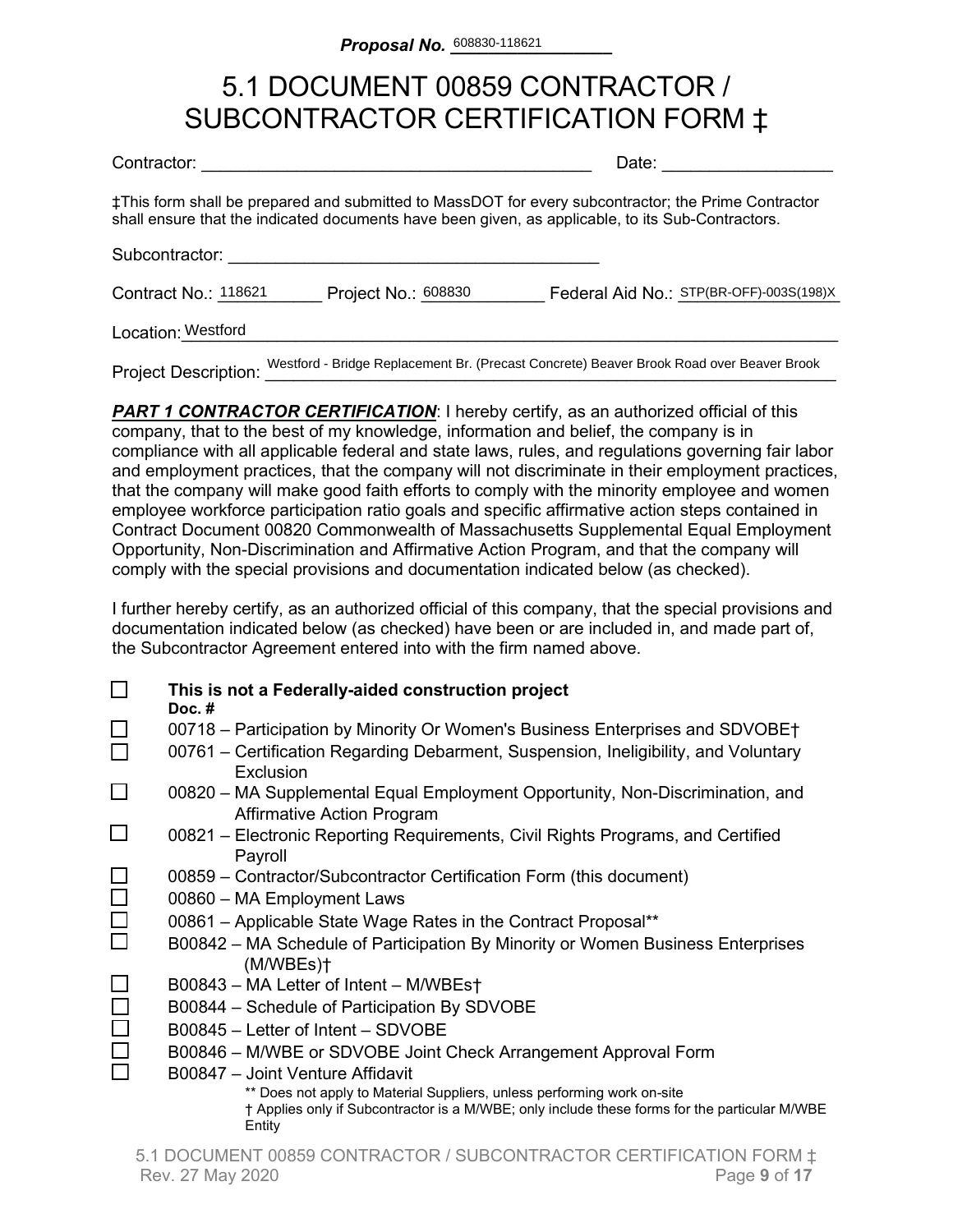**Proposal No.** 608830-118621

# 5.1 DOCUMENT 00859 CONTRACTOR / SUBCONTRACTOR CERTIFICATION FORM ‡

Contractor: ________________________________________ Date: _________________

‡This form shall be prepared and submitted to MassDOT for every subcontractor; the Prime Contractor shall ensure that the indicated documents have been given, as applicable, to its Sub-Contractors.

Subcontractor: ________________________________________

Contract No.: 118621 Project No.: 608830 Federal Aid No.: STP(BR-OFF)-003S(198)X

Location: Westford

Project Description: Westford - Bridge Replacement Br. (Precast Concrete) Beaver Brook Road over Beaver Brook

***PART 1 CONTRACTOR CERTIFICATION***: I hereby certify, as an authorized official of this company, that to the best of my knowledge, information and belief, the company is in compliance with all applicable federal and state laws, rules, and regulations governing fair labor and employment practices, that the company will not discriminate in their employment practices, that the company will make good faith efforts to comply with the minority employee and women employee workforce participation ratio goals and specific affirmative action steps contained in Contract Document 00820 Commonwealth of Massachusetts Supplemental Equal Employment Opportunity, Non-Discrimination and Affirmative Action Program, and that the company will comply with the special provisions and documentation indicated below (as checked).

I further hereby certify, as an authorized official of this company, that the special provisions and documentation indicated below (as checked) have been or are included in, and made part of, the Subcontractor Agreement entered into with the firm named above.

- ☐ **This is not a Federally-aided construction project**

**Doc. #**

- ☐ 00718 – Participation by Minority Or Women's Business Enterprises and SDVOBE†
- ☐ 00761 – Certification Regarding Debarment, Suspension, Ineligibility, and Voluntary Exclusion
- ☐ 00820 – MA Supplemental Equal Employment Opportunity, Non-Discrimination, and Affirmative Action Program
- ☐ 00821 – Electronic Reporting Requirements, Civil Rights Programs, and Certified Payroll
- ☐ 00859 – Contractor/Subcontractor Certification Form (this document)
- ☐ 00860 – MA Employment Laws
- ☐ 00861 – Applicable State Wage Rates in the Contract Proposal**
- ☐ B00842 – MA Schedule of Participation By Minority or Women Business Enterprises (M/WBEs)†
- ☐ B00843 – MA Letter of Intent – M/WBEs†
- ☐ B00844 – Schedule of Participation By SDVOBE
- ☐ B00845 – Letter of Intent – SDVOBE
- ☐ B00846 – M/WBE or SDVOBE Joint Check Arrangement Approval Form
- ☐ B00847 – Joint Venture Affidavit

** Does not apply to Material Suppliers, unless performing work on-site
† Applies only if Subcontractor is a M/WBE; only include these forms for the particular M/WBE Entity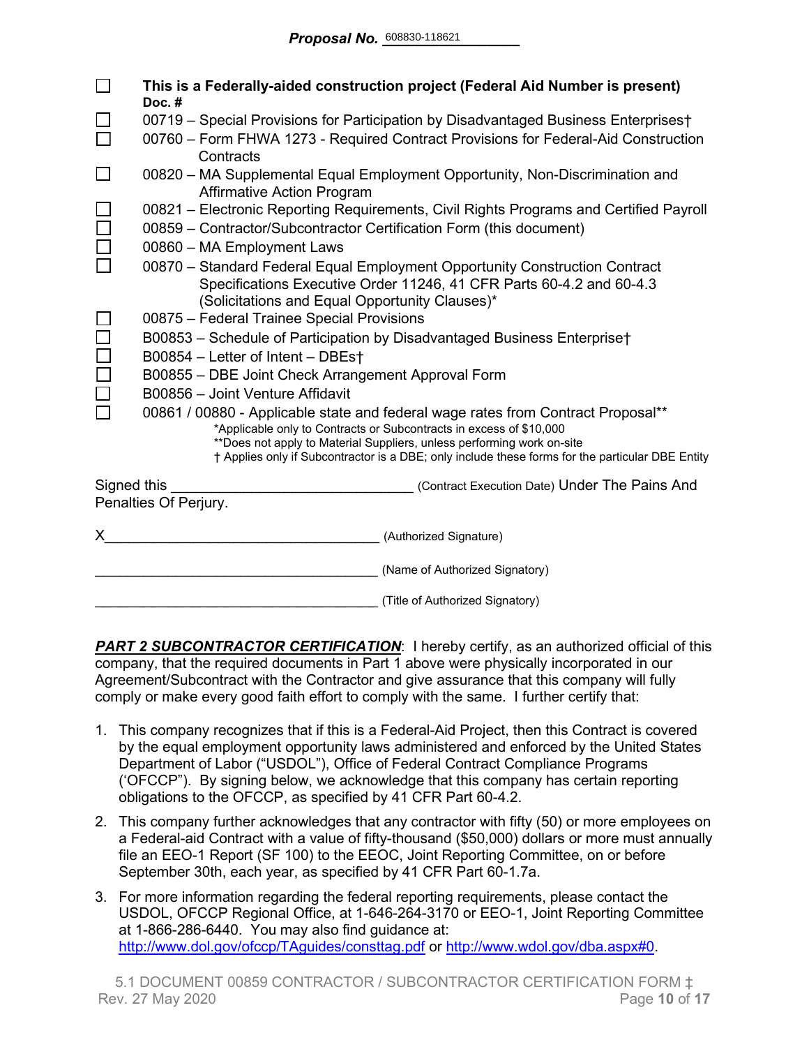**Proposal No.** 608830-118621

- ☐ **This is a Federally-aided construction project (Federal Aid Number is present)**

**Doc. #**

- ☐ 00719 – Special Provisions for Participation by Disadvantaged Business Enterprises†
- ☐ 00760 – Form FHWA 1273 - Required Contract Provisions for Federal-Aid Construction Contracts
- ☐ 00820 – MA Supplemental Equal Employment Opportunity, Non-Discrimination and Affirmative Action Program
- ☐ 00821 – Electronic Reporting Requirements, Civil Rights Programs and Certified Payroll
- ☐ 00859 – Contractor/Subcontractor Certification Form (this document)
- ☐ 00860 – MA Employment Laws
- ☐ 00870 – Standard Federal Equal Employment Opportunity Construction Contract Specifications Executive Order 11246, 41 CFR Parts 60-4.2 and 60-4.3 (Solicitations and Equal Opportunity Clauses)*
- ☐ 00875 – Federal Trainee Special Provisions
- ☐ B00853 – Schedule of Participation by Disadvantaged Business Enterprise†
- ☐ B00854 – Letter of Intent – DBEs†
- ☐ B00855 – DBE Joint Check Arrangement Approval Form
- ☐ B00856 – Joint Venture Affidavit
- ☐ 00861 / 00880 - Applicable state and federal wage rates from Contract Proposal**

*Applicable only to Contracts or Subcontracts in excess of $10,000
**Does not apply to Material Suppliers, unless performing work on-site
† Applies only if Subcontractor is a DBE; only include these forms for the particular DBE Entity

Signed this ______________________________ (Contract Execution Date) Under The Pains And Penalties Of Perjury.

X___________________________________ (Authorized Signature)

_____________________________________ (Name of Authorized Signatory)

_____________________________________ (Title of Authorized Signatory)

***PART 2 SUBCONTRACTOR CERTIFICATION***: I hereby certify, as an authorized official of this company, that the required documents in Part 1 above were physically incorporated in our Agreement/Subcontract with the Contractor and give assurance that this company will fully comply or make every good faith effort to comply with the same. I further certify that:

1. This company recognizes that if this is a Federal-Aid Project, then this Contract is covered by the equal employment opportunity laws administered and enforced by the United States Department of Labor ("USDOL"), Office of Federal Contract Compliance Programs ('OFCCP"). By signing below, we acknowledge that this company has certain reporting obligations to the OFCCP, as specified by 41 CFR Part 60-4.2.
2. This company further acknowledges that any contractor with fifty (50) or more employees on a Federal-aid Contract with a value of fifty-thousand ($50,000) dollars or more must annually file an EEO-1 Report (SF 100) to the EEOC, Joint Reporting Committee, on or before September 30th, each year, as specified by 41 CFR Part 60-1.7a.
3. For more information regarding the federal reporting requirements, please contact the USDOL, OFCCP Regional Office, at 1-646-264-3170 or EEO-1, Joint Reporting Committee at 1-866-286-6440. You may also find guidance at: http://www.dol.gov/ofccp/TAguides/consttag.pdf or http://www.wdol.gov/dba.aspx#0.

5.1 DOCUMENT 00859 CONTRACTOR / SUBCONTRACTOR CERTIFICATION FORM ‡
Rev. 27 May 2020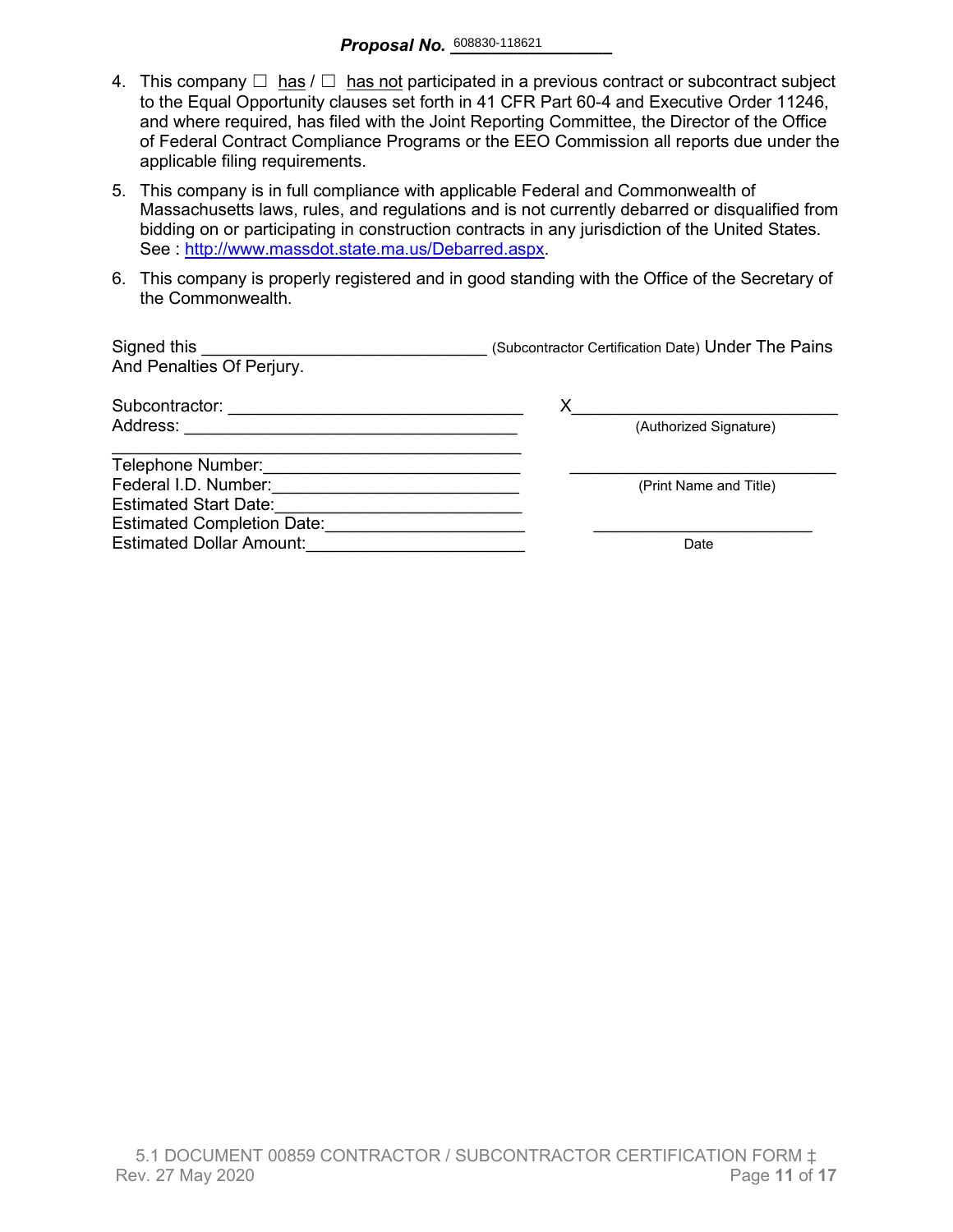**Proposal No.** 608830-118621

4. This company ☐ has / ☐ has not participated in a previous contract or subcontract subject to the Equal Opportunity clauses set forth in 41 CFR Part 60-4 and Executive Order 11246, and where required, has filed with the Joint Reporting Committee, the Director of the Office of Federal Contract Compliance Programs or the EEO Commission all reports due under the applicable filing requirements.

5. This company is in full compliance with applicable Federal and Commonwealth of Massachusetts laws, rules, and regulations and is not currently debarred or disqualified from bidding on or participating in construction contracts in any jurisdiction of the United States. See : [http://www.massdot.state.ma.us/Debarred.aspx](http://www.massdot.state.ma.us/Debarred.aspx).

6. This company is properly registered and in good standing with the Office of the Secretary of the Commonwealth.

Signed this ______________________________ (Subcontractor Certification Date) Under The Pains And Penalties Of Perjury.

Subcontractor: _______________________________

Address: ___________________________________

___________________________________________

Telephone Number:__________________________

Federal I.D. Number:_________________________

Estimated Start Date:_________________________

Estimated Completion Date:____________________

Estimated Dollar Amount:______________________

X____________________________
(Authorized Signature)

____________________________
(Print Name and Title)

____________________________
Date

5.1 DOCUMENT 00859 CONTRACTOR / SUBCONTRACTOR CERTIFICATION FORM ‡
Rev. 27 May 2020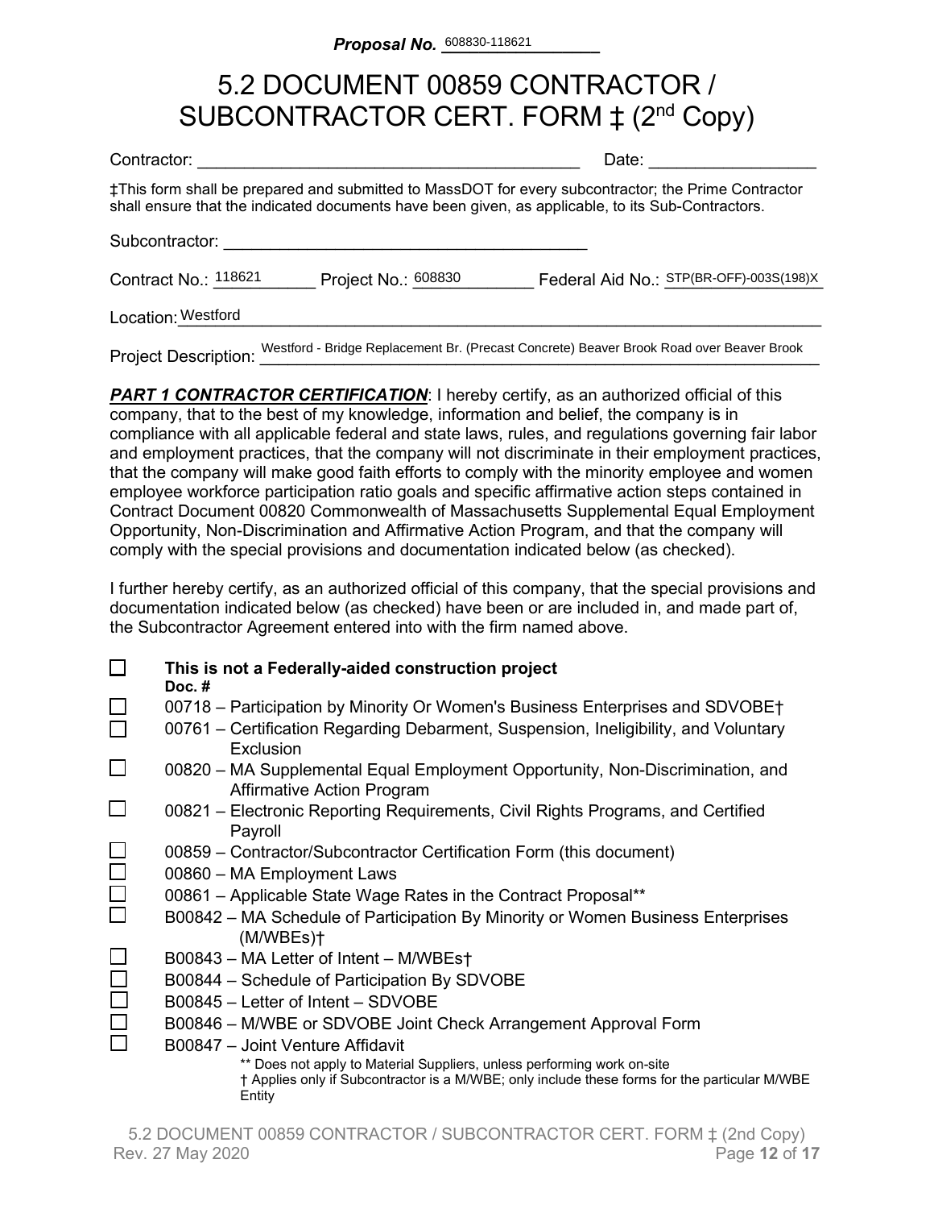**Proposal No.** 608830-118621

# 5.2 DOCUMENT 00859 CONTRACTOR / SUBCONTRACTOR CERT. FORM ‡ (2nd Copy)

Contractor: ________________________________________ Date: _________________

‡This form shall be prepared and submitted to MassDOT for every subcontractor; the Prime Contractor shall ensure that the indicated documents have been given, as applicable, to its Sub-Contractors.

Subcontractor: ________________________________________

Contract No.: 118621 Project No.: 608830 Federal Aid No.: STP(BR-OFF)-003S(198)X

Location: Westford

Project Description: Westford - Bridge Replacement Br. (Precast Concrete) Beaver Brook Road over Beaver Brook

***PART 1 CONTRACTOR CERTIFICATION***: I hereby certify, as an authorized official of this company, that to the best of my knowledge, information and belief, the company is in compliance with all applicable federal and state laws, rules, and regulations governing fair labor and employment practices, that the company will not discriminate in their employment practices, that the company will make good faith efforts to comply with the minority employee and women employee workforce participation ratio goals and specific affirmative action steps contained in Contract Document 00820 Commonwealth of Massachusetts Supplemental Equal Employment Opportunity, Non-Discrimination and Affirmative Action Program, and that the company will comply with the special provisions and documentation indicated below (as checked).

I further hereby certify, as an authorized official of this company, that the special provisions and documentation indicated below (as checked) have been or are included in, and made part of, the Subcontractor Agreement entered into with the firm named above.

- ☐ **This is not a Federally-aided construction project**

**Doc. #**

- ☐ 00718 – Participation by Minority Or Women's Business Enterprises and SDVOBE†
- ☐ 00761 – Certification Regarding Debarment, Suspension, Ineligibility, and Voluntary Exclusion
- ☐ 00820 – MA Supplemental Equal Employment Opportunity, Non-Discrimination, and Affirmative Action Program
- ☐ 00821 – Electronic Reporting Requirements, Civil Rights Programs, and Certified Payroll
- ☐ 00859 – Contractor/Subcontractor Certification Form (this document)
- ☐ 00860 – MA Employment Laws
- ☐ 00861 – Applicable State Wage Rates in the Contract Proposal**
- ☐ B00842 – MA Schedule of Participation By Minority or Women Business Enterprises (M/WBEs)†
- ☐ B00843 – MA Letter of Intent – M/WBEs†
- ☐ B00844 – Schedule of Participation By SDVOBE
- ☐ B00845 – Letter of Intent – SDVOBE
- ☐ B00846 – M/WBE or SDVOBE Joint Check Arrangement Approval Form
- ☐ B00847 – Joint Venture Affidavit

** Does not apply to Material Suppliers, unless performing work on-site

† Applies only if Subcontractor is a M/WBE; only include these forms for the particular M/WBE Entity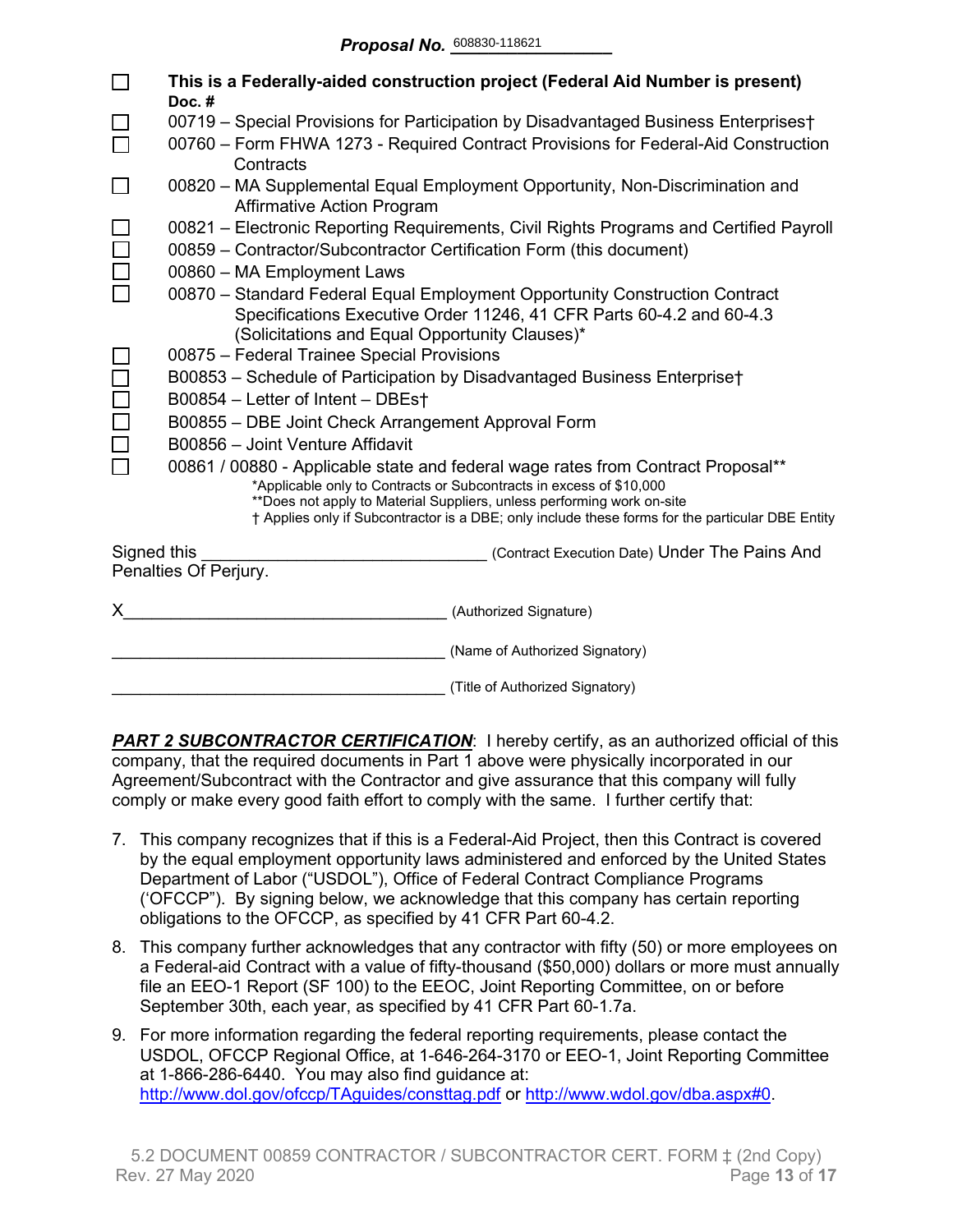***Proposal No.*** 608830-118621

- ☐ **This is a Federally-aided construction project (Federal Aid Number is present)**
  **Doc. #**
- ☐ 00719 – Special Provisions for Participation by Disadvantaged Business Enterprises†
- ☐ 00760 – Form FHWA 1273 - Required Contract Provisions for Federal-Aid Construction Contracts
- ☐ 00820 – MA Supplemental Equal Employment Opportunity, Non-Discrimination and Affirmative Action Program
- ☐ 00821 – Electronic Reporting Requirements, Civil Rights Programs and Certified Payroll
- ☐ 00859 – Contractor/Subcontractor Certification Form (this document)
- ☐ 00860 – MA Employment Laws
- ☐ 00870 – Standard Federal Equal Employment Opportunity Construction Contract Specifications Executive Order 11246, 41 CFR Parts 60-4.2 and 60-4.3 (Solicitations and Equal Opportunity Clauses)*
- ☐ 00875 – Federal Trainee Special Provisions
- ☐ B00853 – Schedule of Participation by Disadvantaged Business Enterprise†
- ☐ B00854 – Letter of Intent – DBEs†
- ☐ B00855 – DBE Joint Check Arrangement Approval Form
- ☐ B00856 – Joint Venture Affidavit
- ☐ 00861 / 00880 - Applicable state and federal wage rates from Contract Proposal**

*Applicable only to Contracts or Subcontracts in excess of $10,000
**Does not apply to Material Suppliers, unless performing work on-site
† Applies only if Subcontractor is a DBE; only include these forms for the particular DBE Entity

Signed this ______________________________ (Contract Execution Date) Under The Pains And Penalties Of Perjury.

X___________________________________ (Authorized Signature)

____________________________________ (Name of Authorized Signatory)

____________________________________ (Title of Authorized Signatory)

***PART 2 SUBCONTRACTOR CERTIFICATION***: I hereby certify, as an authorized official of this company, that the required documents in Part 1 above were physically incorporated in our Agreement/Subcontract with the Contractor and give assurance that this company will fully comply or make every good faith effort to comply with the same. I further certify that:

7. This company recognizes that if this is a Federal-Aid Project, then this Contract is covered by the equal employment opportunity laws administered and enforced by the United States Department of Labor ("USDOL"), Office of Federal Contract Compliance Programs ('OFCCP"). By signing below, we acknowledge that this company has certain reporting obligations to the OFCCP, as specified by 41 CFR Part 60-4.2.
8. This company further acknowledges that any contractor with fifty (50) or more employees on a Federal-aid Contract with a value of fifty-thousand ($50,000) dollars or more must annually file an EEO-1 Report (SF 100) to the EEOC, Joint Reporting Committee, on or before September 30th, each year, as specified by 41 CFR Part 60-1.7a.
9. For more information regarding the federal reporting requirements, please contact the USDOL, OFCCP Regional Office, at 1-646-264-3170 or EEO-1, Joint Reporting Committee at 1-866-286-6440. You may also find guidance at: http://www.dol.gov/ofccp/TAguides/consttag.pdf or http://www.wdol.gov/dba.aspx#0.

5.2 DOCUMENT 00859 CONTRACTOR / SUBCONTRACTOR CERT. FORM ‡ (2nd Copy)
Rev. 27 May 2020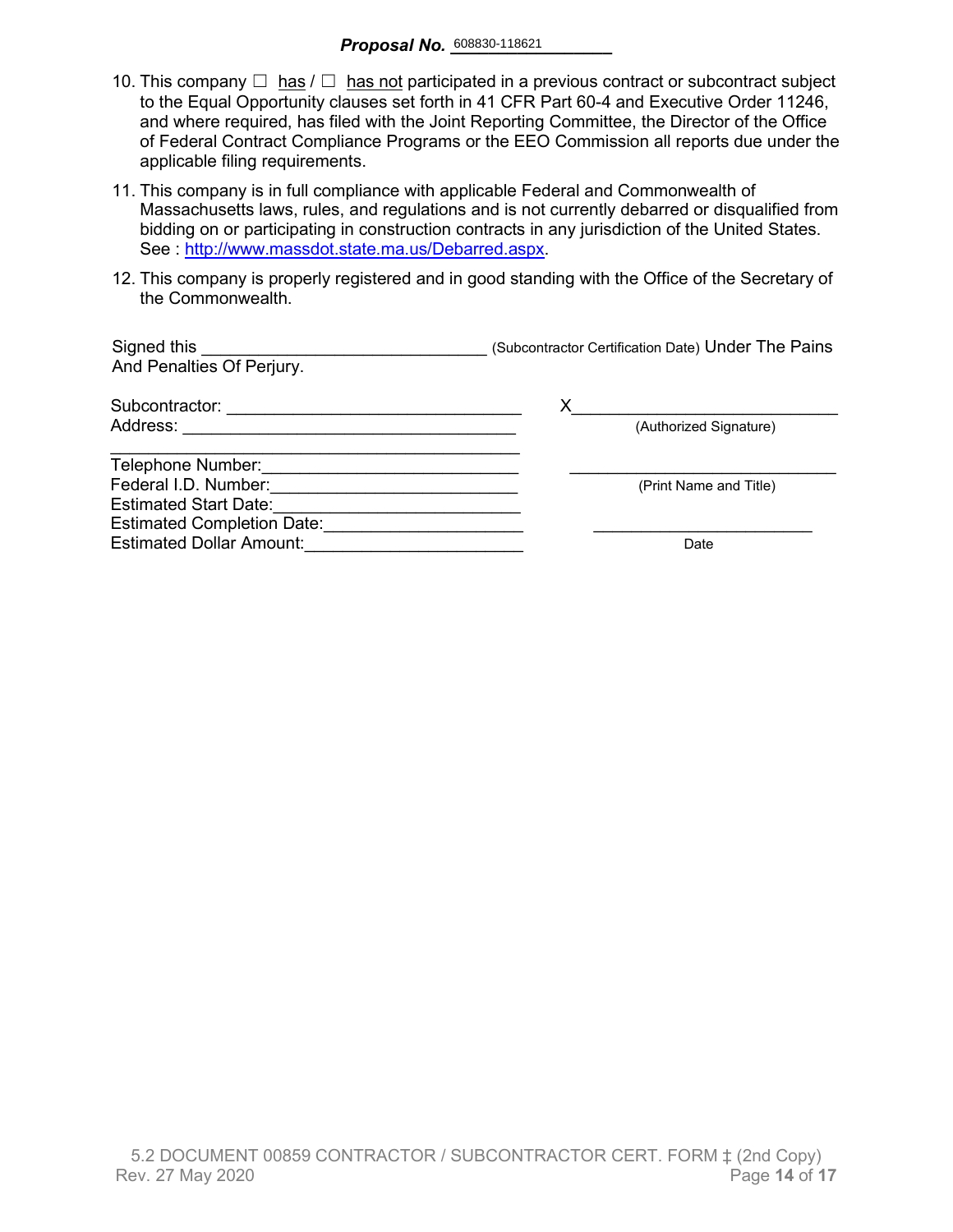**Proposal No.** 608830-118621

10. This company ☐ has / ☐ has not participated in a previous contract or subcontract subject to the Equal Opportunity clauses set forth in 41 CFR Part 60-4 and Executive Order 11246, and where required, has filed with the Joint Reporting Committee, the Director of the Office of Federal Contract Compliance Programs or the EEO Commission all reports due under the applicable filing requirements.

11. This company is in full compliance with applicable Federal and Commonwealth of Massachusetts laws, rules, and regulations and is not currently debarred or disqualified from bidding on or participating in construction contracts in any jurisdiction of the United States. See : [http://www.massdot.state.ma.us/Debarred.aspx](http://www.massdot.state.ma.us/Debarred.aspx).

12. This company is properly registered and in good standing with the Office of the Secretary of the Commonwealth.

Signed this ______________________________ (Subcontractor Certification Date) Under The Pains And Penalties Of Perjury.

Subcontractor: ______________________________

Address: ______________________________

______________________________

Telephone Number: ______________________________

Federal I.D. Number: ______________________________

Estimated Start Date: ______________________________

Estimated Completion Date: ______________________________

Estimated Dollar Amount: ______________________________

X______________________________
(Authorized Signature)

______________________________
(Print Name and Title)

______________________________
Date

5.2 DOCUMENT 00859 CONTRACTOR / SUBCONTRACTOR CERT. FORM ‡ (2nd Copy)
Rev. 27 May 2020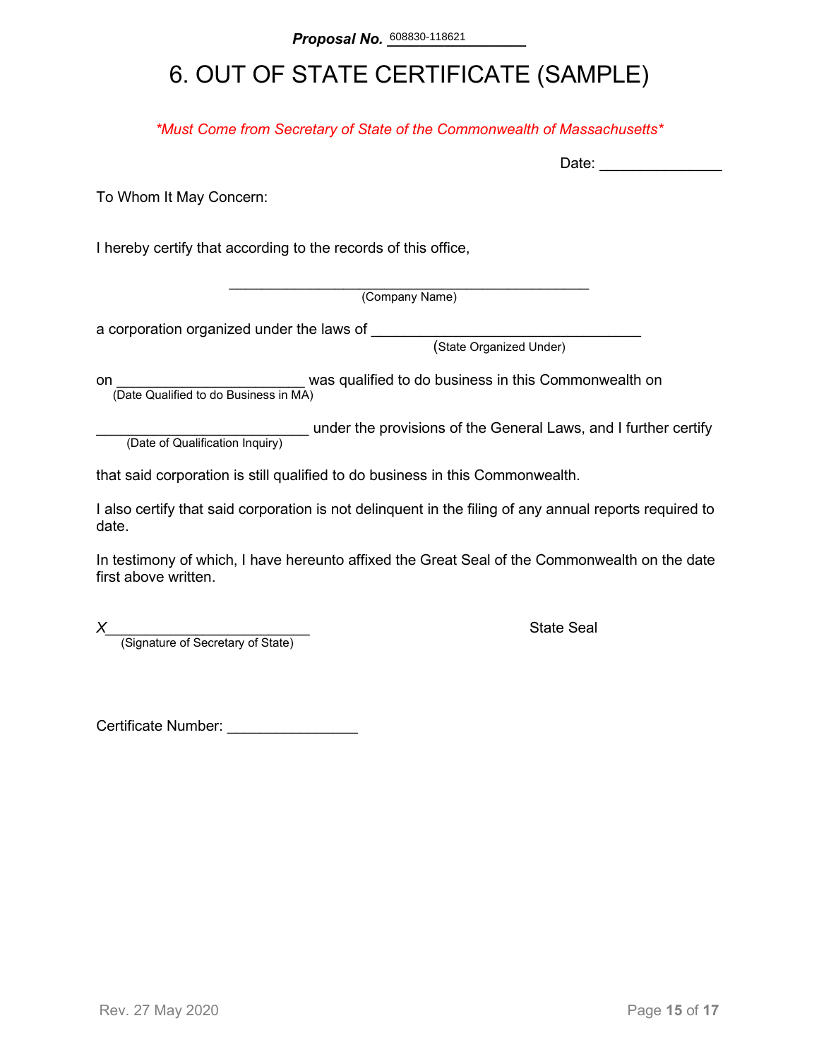**Proposal No.** 608830-118621

# 6. OUT OF STATE CERTIFICATE (SAMPLE)

*\*Must Come from Secretary of State of the Commonwealth of Massachusetts\**

Date: _______________

To Whom It May Concern:

I hereby certify that according to the records of this office,

_____________________________________________
(Company Name)

a corporation organized under the laws of _________________________________
(State Organized Under)

on _______________________ was qualified to do business in this Commonwealth on
(Date Qualified to do Business in MA)

__________________________ under the provisions of the General Laws, and I further certify
(Date of Qualification Inquiry)

that said corporation is still qualified to do business in this Commonwealth.

I also certify that said corporation is not delinquent in the filing of any annual reports required to date.

In testimony of which, I have hereunto affixed the Great Seal of the Commonwealth on the date first above written.

*X*_________________________
(Signature of Secretary of State)

State Seal

Certificate Number: ________________

Rev. 27 May 2020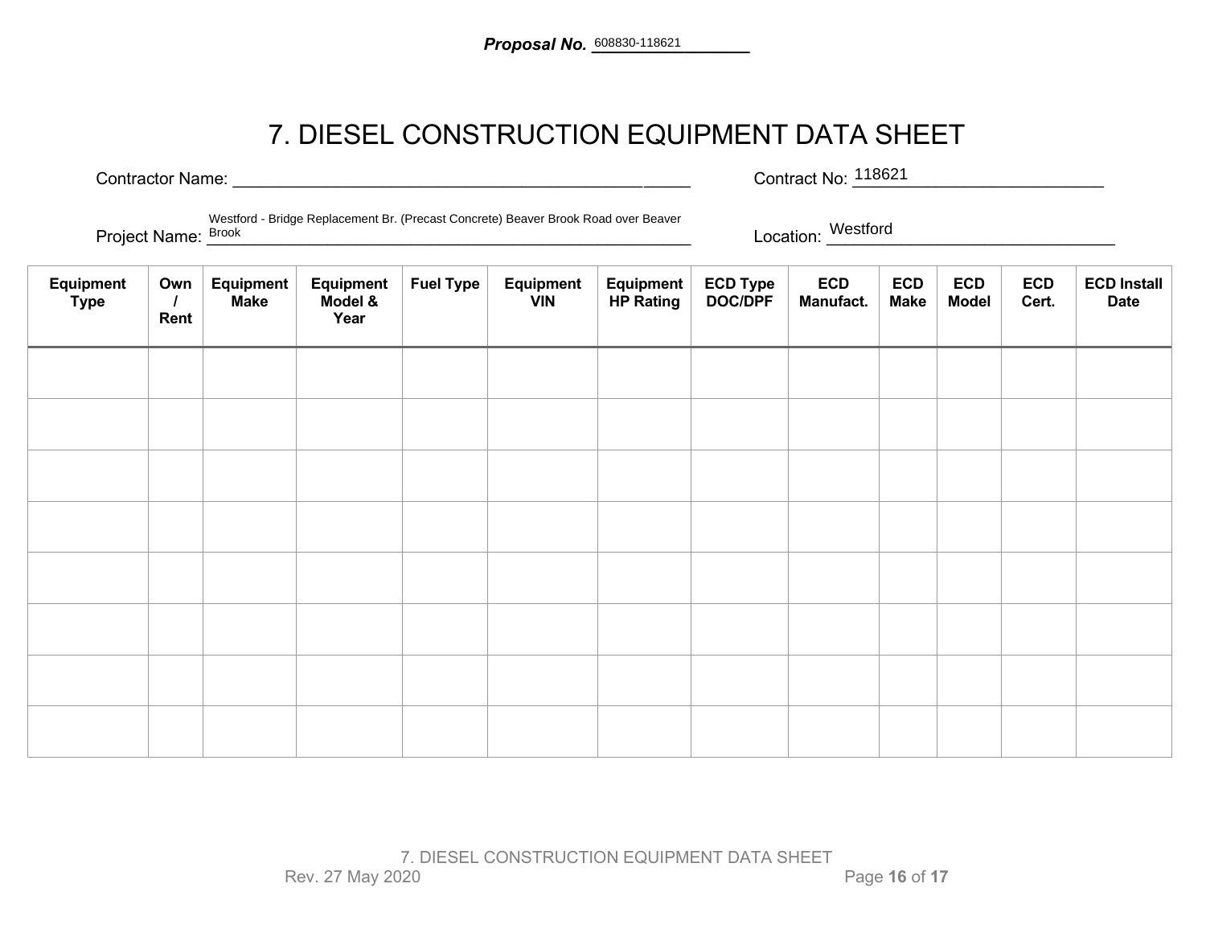**Proposal No.** 608830-118621

# 7. DIESEL CONSTRUCTION EQUIPMENT DATA SHEET

Contractor Name: ____________________________________________ Contract No: 118621

Project Name: Westford - Bridge Replacement Br. (Precast Concrete) Beaver Brook Road over Beaver Brook Location: Westford

| Equipment Type | Own / Rent | Equipment Make | Equipment Model & Year | Fuel Type | Equipment VIN | Equipment HP Rating | ECD Type DOC/DPF | ECD Manufact. | ECD Make | ECD Model | ECD Cert. | ECD Install Date |
|---|---|---|---|---|---|---|---|---|---|---|---|---|
| | | | | | | | | | | | | |
| | | | | | | | | | | | | |
| | | | | | | | | | | | | |
| | | | | | | | | | | | | |
| | | | | | | | | | | | | |
| | | | | | | | | | | | | |
| | | | | | | | | | | | | |
| | | | | | | | | | | | | |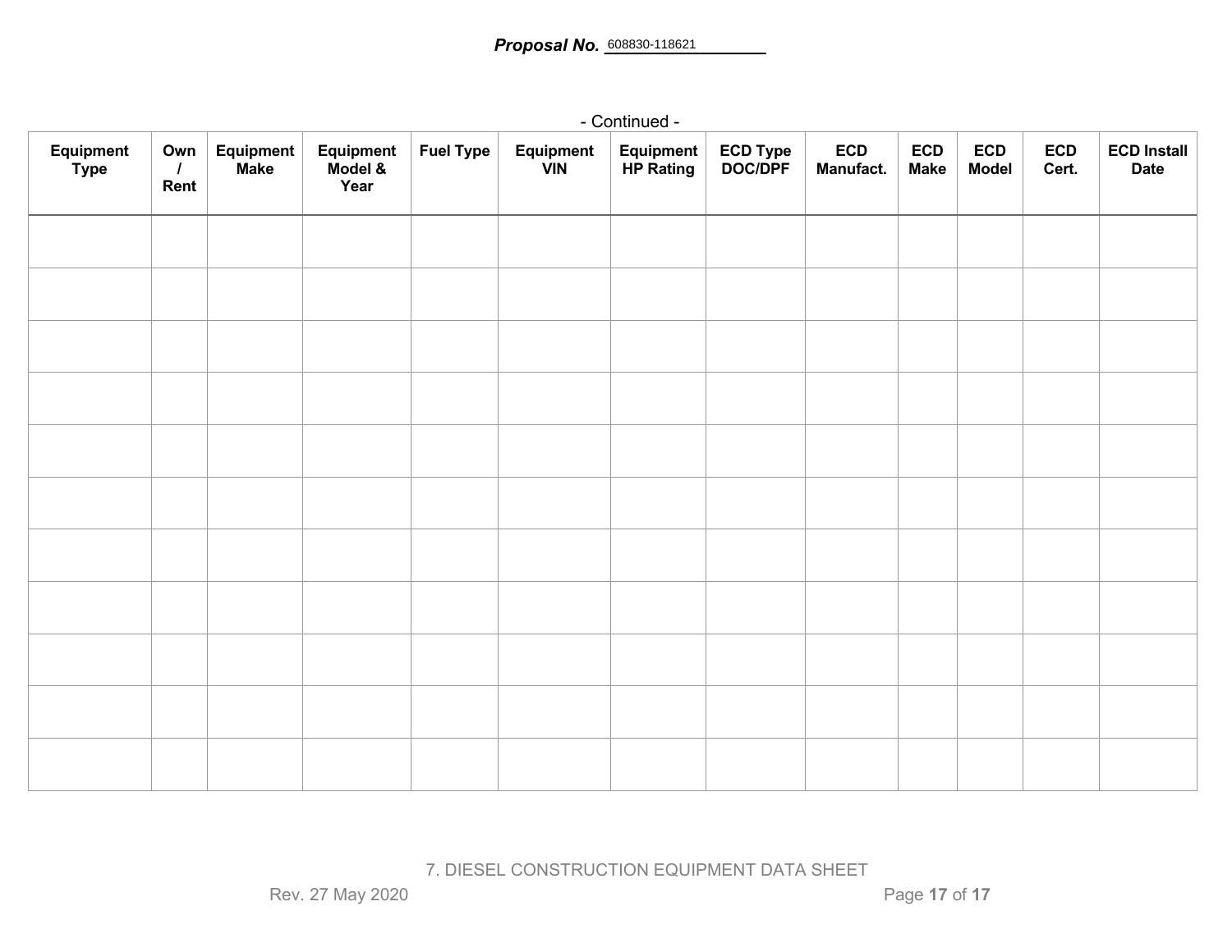***Proposal No.*** 608830-118621

- Continued -

| Equipment Type | Own / Rent | Equipment Make | Equipment Model & Year | Fuel Type | Equipment VIN | Equipment HP Rating | ECD Type DOC/DPF | ECD Manufact. | ECD Make | ECD Model | ECD Cert. | ECD Install Date |
|---|---|---|---|---|---|---|---|---|---|---|---|---|
| | | | | | | | | | | | | |
| | | | | | | | | | | | | |
| | | | | | | | | | | | | |
| | | | | | | | | | | | | |
| | | | | | | | | | | | | |
| | | | | | | | | | | | | |
| | | | | | | | | | | | | |
| | | | | | | | | | | | | |
| | | | | | | | | | | | | |
| | | | | | | | | | | | | |
| | | | | | | | | | | | | |

7. DIESEL CONSTRUCTION EQUIPMENT DATA SHEET

Rev. 27 May 2020